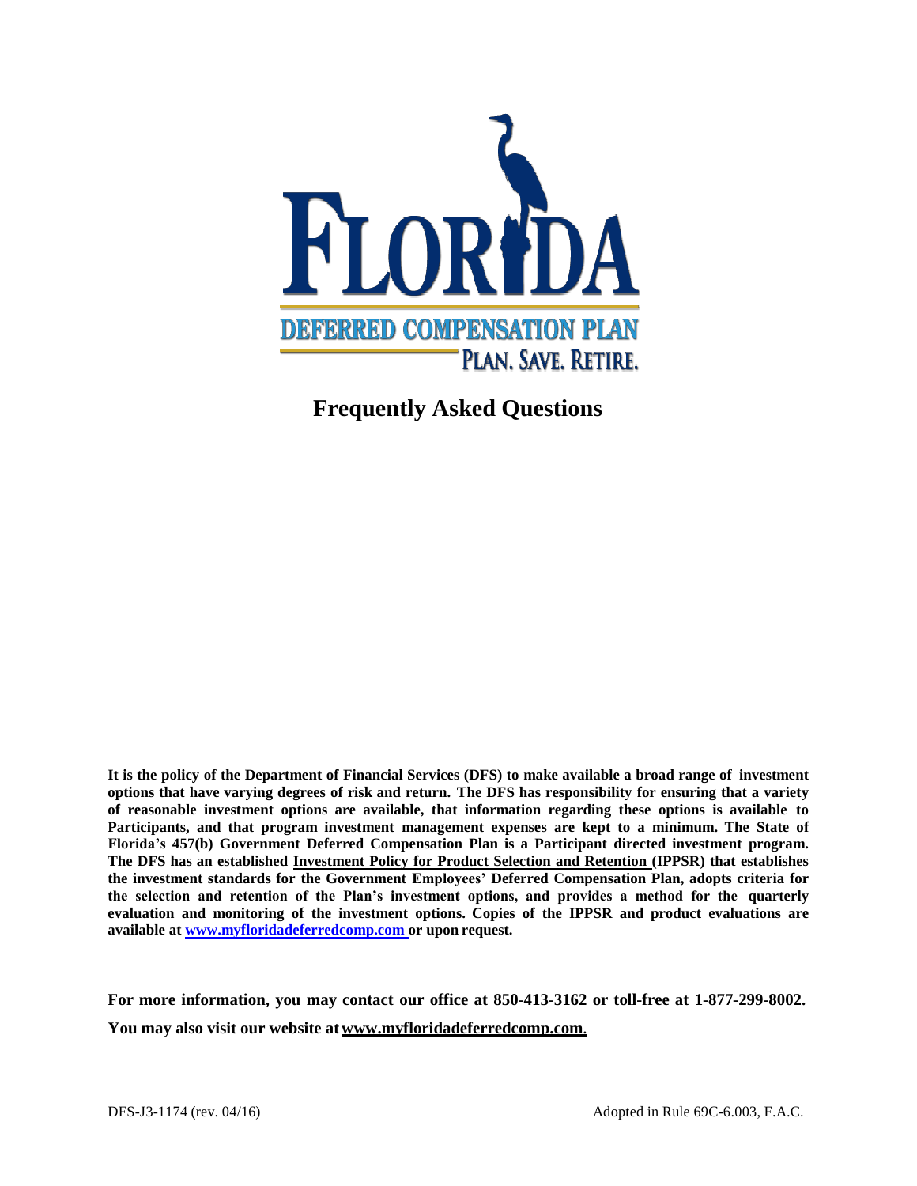# FLORIDA

**DEFERRED COMPENSATION PLAN**

PLAN. SAVE. RETIRE.

## Frequently Asked Questions

**It is the policy of the Department of Financial Services (DFS) to make available a broad range of investment options that have varying degrees of risk and return. The DFS has responsibility for ensuring that a variety of reasonable investment options are available, that information regarding these options is available to Participants, and that program investment management expenses are kept to a minimum. The State of Florida's 457(b) Government Deferred Compensation Plan is a Participant directed investment program. The DFS has an established Investment Policy for Product Selection and Retention (IPPSR) that establishes the investment standards for the Government Employees' Deferred Compensation Plan, adopts criteria for the selection and retention of the Plan's investment options, and provides a method for the quarterly evaluation and monitoring of the investment options. Copies of the IPPSR and product evaluations are available at www.myfloridadeferredcomp.com or upon request.**

**For more information, you may contact our office at 850-413-3162 or toll-free at 1-877-299-8002.**

**You may also visit our website at www.myfloridadeferredcomp.com.**

DFS-J3-1174 (rev. 04/16) Adopted in Rule 69C-6.003, F.A.C.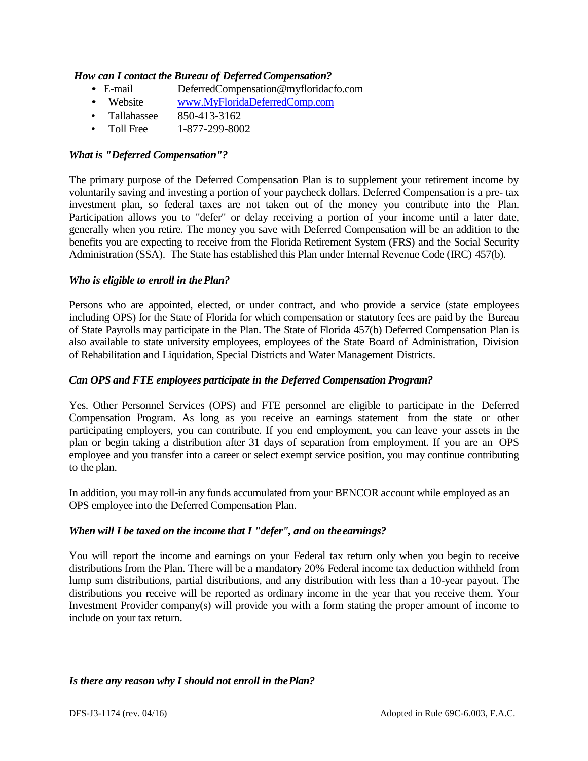*How can I contact the Bureau of Deferred Compensation?*

- E-mail DeferredCompensation@myfloridacfo.com
- Website www.MyFloridaDeferredComp.com
- Tallahassee 850-413-3162
- Toll Free 1-877-299-8002

*What is "Deferred Compensation"?*

The primary purpose of the Deferred Compensation Plan is to supplement your retirement income by voluntarily saving and investing a portion of your paycheck dollars. Deferred Compensation is a pre- tax investment plan, so federal taxes are not taken out of the money you contribute into the Plan. Participation allows you to "defer" or delay receiving a portion of your income until a later date, generally when you retire. The money you save with Deferred Compensation will be an addition to the benefits you are expecting to receive from the Florida Retirement System (FRS) and the Social Security Administration (SSA). The State has established this Plan under Internal Revenue Code (IRC) 457(b).

*Who is eligible to enroll in the Plan?*

Persons who are appointed, elected, or under contract, and who provide a service (state employees including OPS) for the State of Florida for which compensation or statutory fees are paid by the Bureau of State Payrolls may participate in the Plan. The State of Florida 457(b) Deferred Compensation Plan is also available to state university employees, employees of the State Board of Administration, Division of Rehabilitation and Liquidation, Special Districts and Water Management Districts.

*Can OPS and FTE employees participate in the Deferred Compensation Program?*

Yes. Other Personnel Services (OPS) and FTE personnel are eligible to participate in the Deferred Compensation Program. As long as you receive an earnings statement from the state or other participating employers, you can contribute. If you end employment, you can leave your assets in the plan or begin taking a distribution after 31 days of separation from employment. If you are an OPS employee and you transfer into a career or select exempt service position, you may continue contributing to the plan.

In addition, you may roll-in any funds accumulated from your BENCOR account while employed as an OPS employee into the Deferred Compensation Plan.

*When will I be taxed on the income that I "defer", and on the earnings?*

You will report the income and earnings on your Federal tax return only when you begin to receive distributions from the Plan. There will be a mandatory 20% Federal income tax deduction withheld from lump sum distributions, partial distributions, and any distribution with less than a 10-year payout. The distributions you receive will be reported as ordinary income in the year that you receive them. Your Investment Provider company(s) will provide you with a form stating the proper amount of income to include on your tax return.

*Is there any reason why I should not enroll in the Plan?*

DFS-J3-1174 (rev. 04/16) Adopted in Rule 69C-6.003, F.A.C.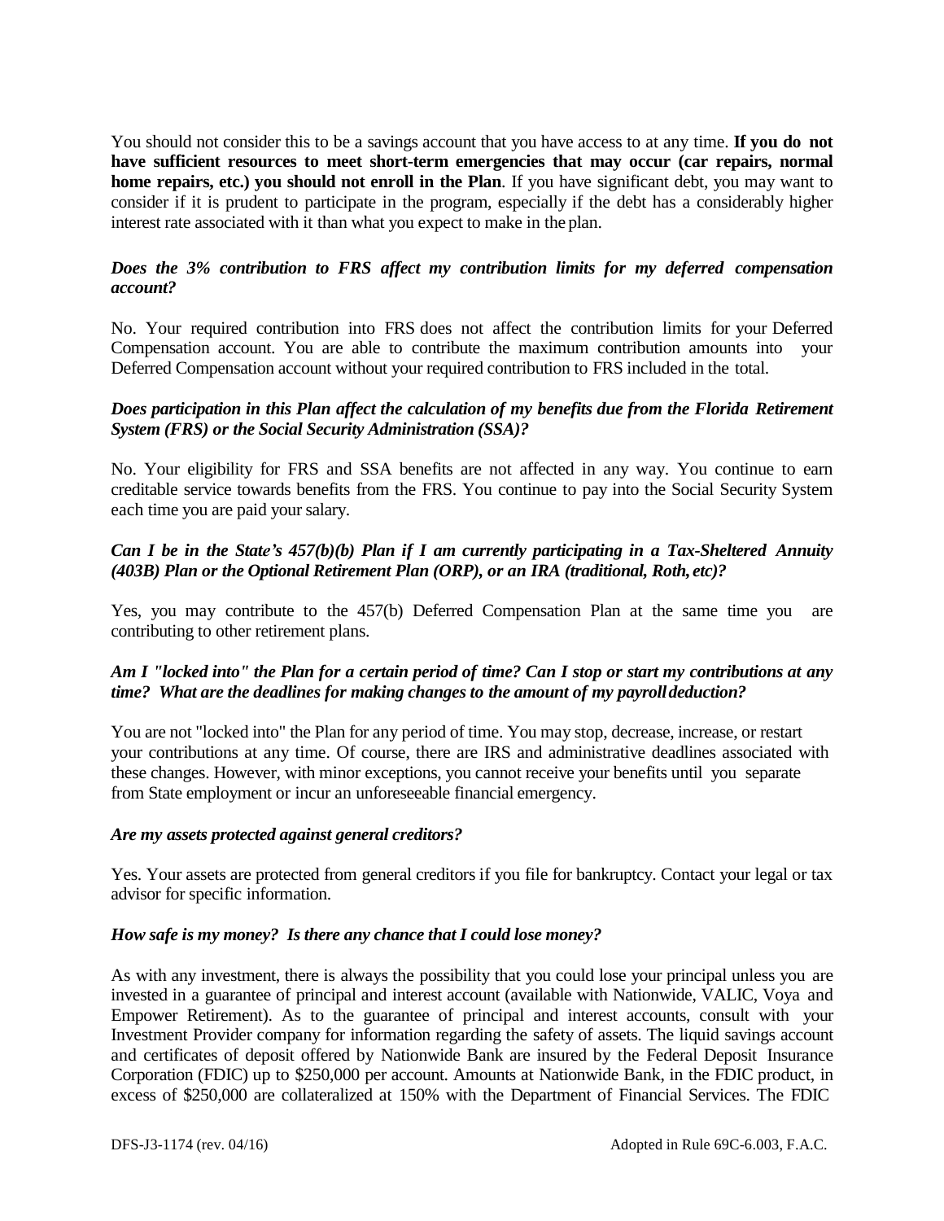You should not consider this to be a savings account that you have access to at any time. **If you do not have sufficient resources to meet short-term emergencies that may occur (car repairs, normal home repairs, etc.) you should not enroll in the Plan**. If you have significant debt, you may want to consider if it is prudent to participate in the program, especially if the debt has a considerably higher interest rate associated with it than what you expect to make in the plan.

***Does the 3% contribution to FRS affect my contribution limits for my deferred compensation account?***

No. Your required contribution into FRS does not affect the contribution limits for your Deferred Compensation account. You are able to contribute the maximum contribution amounts into your Deferred Compensation account without your required contribution to FRS included in the total.

***Does participation in this Plan affect the calculation of my benefits due from the Florida Retirement System (FRS) or the Social Security Administration (SSA)?***

No. Your eligibility for FRS and SSA benefits are not affected in any way. You continue to earn creditable service towards benefits from the FRS. You continue to pay into the Social Security System each time you are paid your salary.

***Can I be in the State's 457(b)(b) Plan if I am currently participating in a Tax-Sheltered Annuity (403B) Plan or the Optional Retirement Plan (ORP), or an IRA (traditional, Roth, etc)?***

Yes, you may contribute to the 457(b) Deferred Compensation Plan at the same time you are contributing to other retirement plans.

***Am I "locked into" the Plan for a certain period of time? Can I stop or start my contributions at any time? What are the deadlines for making changes to the amount of my payroll deduction?***

You are not "locked into" the Plan for any period of time. You may stop, decrease, increase, or restart your contributions at any time. Of course, there are IRS and administrative deadlines associated with these changes. However, with minor exceptions, you cannot receive your benefits until you separate from State employment or incur an unforeseeable financial emergency.

***Are my assets protected against general creditors?***

Yes. Your assets are protected from general creditors if you file for bankruptcy. Contact your legal or tax advisor for specific information.

***How safe is my money? Is there any chance that I could lose money?***

As with any investment, there is always the possibility that you could lose your principal unless you are invested in a guarantee of principal and interest account (available with Nationwide, VALIC, Voya and Empower Retirement). As to the guarantee of principal and interest accounts, consult with your Investment Provider company for information regarding the safety of assets. The liquid savings account and certificates of deposit offered by Nationwide Bank are insured by the Federal Deposit Insurance Corporation (FDIC) up to $250,000 per account. Amounts at Nationwide Bank, in the FDIC product, in excess of $250,000 are collateralized at 150% with the Department of Financial Services. The FDIC

DFS-J3-1174 (rev. 04/16) Adopted in Rule 69C-6.003, F.A.C.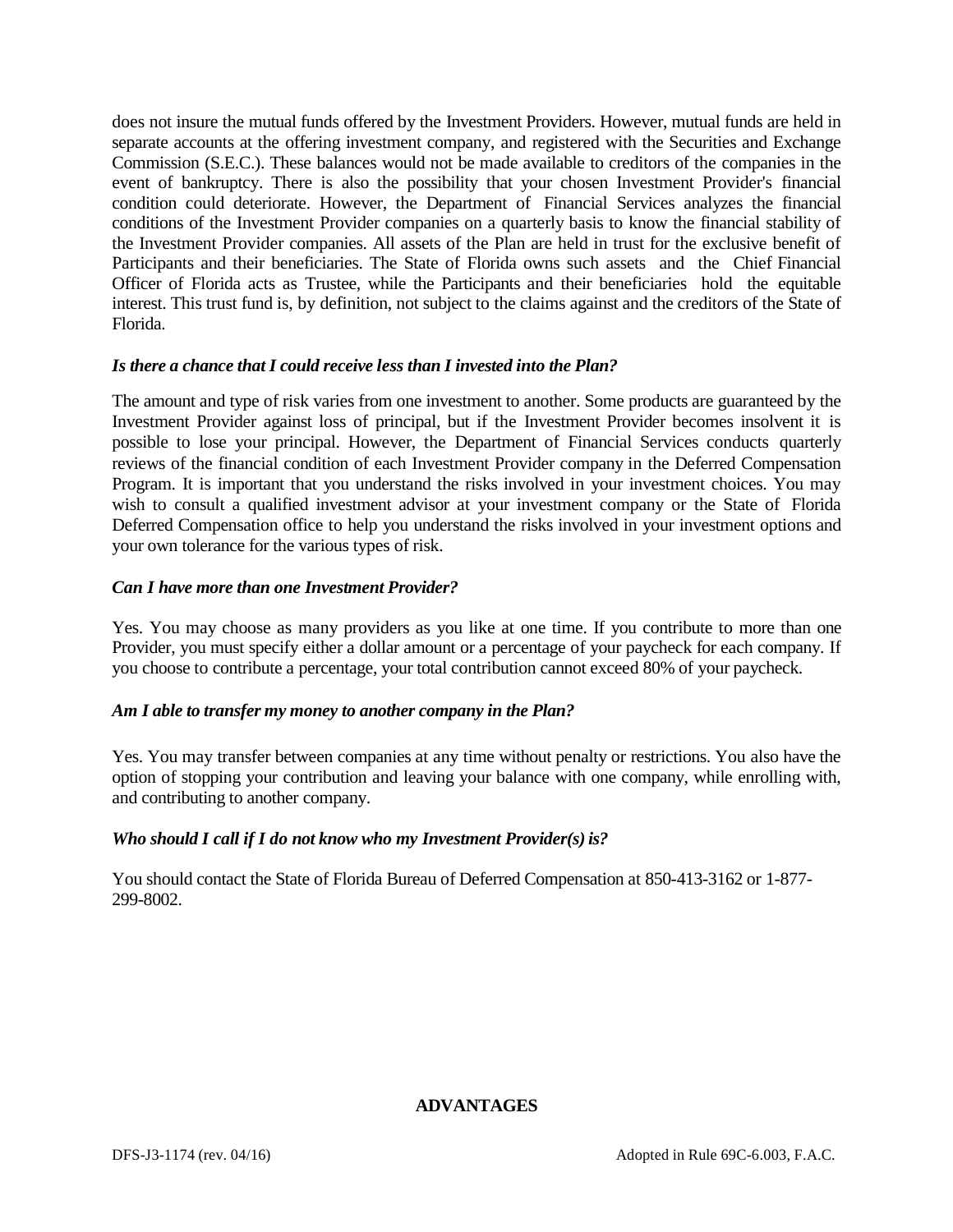does not insure the mutual funds offered by the Investment Providers. However, mutual funds are held in separate accounts at the offering investment company, and registered with the Securities and Exchange Commission (S.E.C.). These balances would not be made available to creditors of the companies in the event of bankruptcy. There is also the possibility that your chosen Investment Provider's financial condition could deteriorate. However, the Department of Financial Services analyzes the financial conditions of the Investment Provider companies on a quarterly basis to know the financial stability of the Investment Provider companies. All assets of the Plan are held in trust for the exclusive benefit of Participants and their beneficiaries. The State of Florida owns such assets and the Chief Financial Officer of Florida acts as Trustee, while the Participants and their beneficiaries hold the equitable interest. This trust fund is, by definition, not subject to the claims against and the creditors of the State of Florida.

***Is there a chance that I could receive less than I invested into the Plan?***

The amount and type of risk varies from one investment to another. Some products are guaranteed by the Investment Provider against loss of principal, but if the Investment Provider becomes insolvent it is possible to lose your principal. However, the Department of Financial Services conducts quarterly reviews of the financial condition of each Investment Provider company in the Deferred Compensation Program. It is important that you understand the risks involved in your investment choices. You may wish to consult a qualified investment advisor at your investment company or the State of Florida Deferred Compensation office to help you understand the risks involved in your investment options and your own tolerance for the various types of risk.

***Can I have more than one Investment Provider?***

Yes. You may choose as many providers as you like at one time. If you contribute to more than one Provider, you must specify either a dollar amount or a percentage of your paycheck for each company. If you choose to contribute a percentage, your total contribution cannot exceed 80% of your paycheck.

***Am I able to transfer my money to another company in the Plan?***

Yes. You may transfer between companies at any time without penalty or restrictions. You also have the option of stopping your contribution and leaving your balance with one company, while enrolling with, and contributing to another company.

***Who should I call if I do not know who my Investment Provider(s) is?***

You should contact the State of Florida Bureau of Deferred Compensation at 850-413-3162 or 1-877-299-8002.

## ADVANTAGES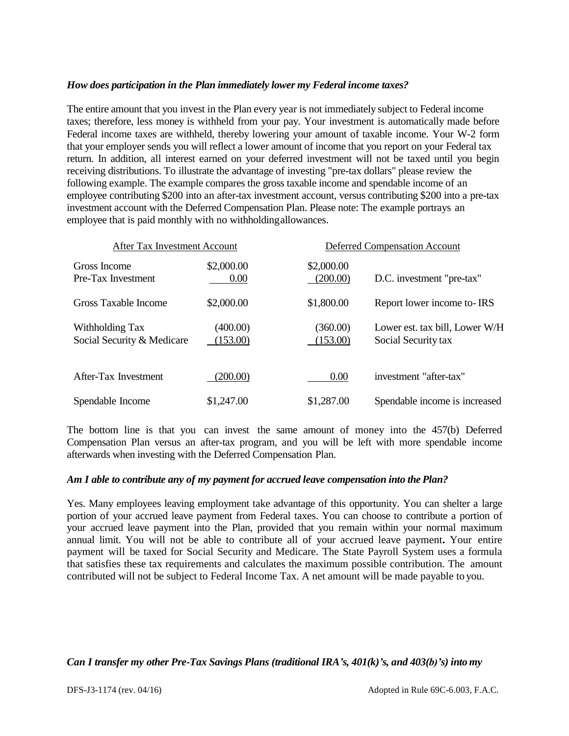*How does participation in the Plan immediately lower my Federal income taxes?*

The entire amount that you invest in the Plan every year is not immediately subject to Federal income taxes; therefore, less money is withheld from your pay. Your investment is automatically made before Federal income taxes are withheld, thereby lowering your amount of taxable income. Your W-2 form that your employer sends you will reflect a lower amount of income that you report on your Federal tax return. In addition, all interest earned on your deferred investment will not be taxed until you begin receiving distributions. To illustrate the advantage of investing "pre-tax dollars" please review the following example. The example compares the gross taxable income and spendable income of an employee contributing $200 into an after-tax investment account, versus contributing $200 into a pre-tax investment account with the Deferred Compensation Plan. Please note: The example portrays an employee that is paid monthly with no withholding allowances.

| After Tax Investment Account | | Deferred Compensation Account | |
|---|---|---|---|
| Gross Income | $2,000.00 | $2,000.00 | |
| Pre-Tax Investment | 0.00 | (200.00) | D.C. investment "pre-tax" |
| Gross Taxable Income | $2,000.00 | $1,800.00 | Report lower income to- IRS |
| Withholding Tax | (400.00) | (360.00) | Lower est. tax bill, Lower W/H |
| Social Security & Medicare | (153.00) | (153.00) | Social Security tax |
| After-Tax Investment | (200.00) | 0.00 | investment "after-tax" |
| Spendable Income | $1,247.00 | $1,287.00 | Spendable income is increased |

The bottom line is that you can invest the same amount of money into the 457(b) Deferred Compensation Plan versus an after-tax program, and you will be left with more spendable income afterwards when investing with the Deferred Compensation Plan.

*Am I able to contribute any of my payment for accrued leave compensation into the Plan?*

Yes. Many employees leaving employment take advantage of this opportunity. You can shelter a large portion of your accrued leave payment from Federal taxes. You can choose to contribute a portion of your accrued leave payment into the Plan, provided that you remain within your normal maximum annual limit. You will not be able to contribute all of your accrued leave payment**.** Your entire payment will be taxed for Social Security and Medicare. The State Payroll System uses a formula that satisfies these tax requirements and calculates the maximum possible contribution. The amount contributed will not be subject to Federal Income Tax. A net amount will be made payable to you.

*Can I transfer my other Pre-Tax Savings Plans (traditional IRA's, 401(k)'s, and 403(b)'s) into my*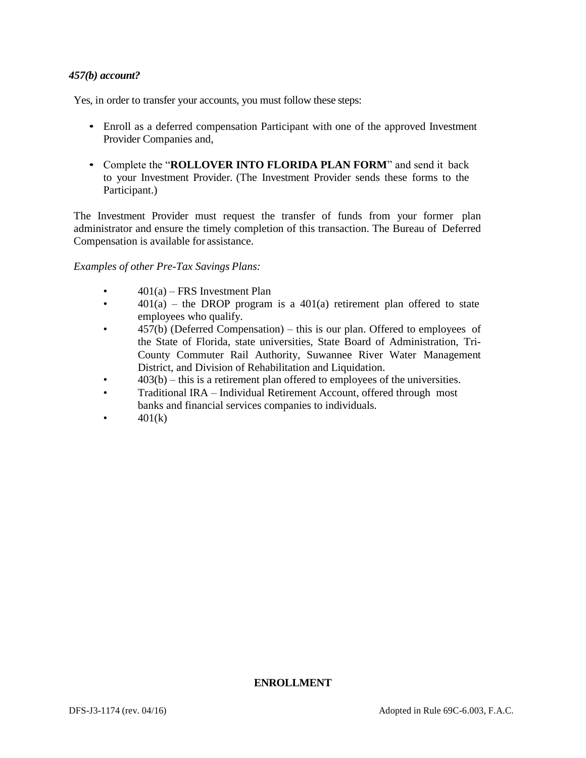***457(b) account?***

Yes, in order to transfer your accounts, you must follow these steps:

- Enroll as a deferred compensation Participant with one of the approved Investment Provider Companies and,
- Complete the "**ROLLOVER INTO FLORIDA PLAN FORM**" and send it back to your Investment Provider. (The Investment Provider sends these forms to the Participant.)

The Investment Provider must request the transfer of funds from your former plan administrator and ensure the timely completion of this transaction. The Bureau of Deferred Compensation is available for assistance.

*Examples of other Pre-Tax Savings Plans:*

- 401(a) – FRS Investment Plan
- 401(a) – the DROP program is a 401(a) retirement plan offered to state employees who qualify.
- 457(b) (Deferred Compensation) – this is our plan. Offered to employees of the State of Florida, state universities, State Board of Administration, Tri-County Commuter Rail Authority, Suwannee River Water Management District, and Division of Rehabilitation and Liquidation.
- 403(b) – this is a retirement plan offered to employees of the universities.
- Traditional IRA – Individual Retirement Account, offered through most banks and financial services companies to individuals.
- 401(k)

## ENROLLMENT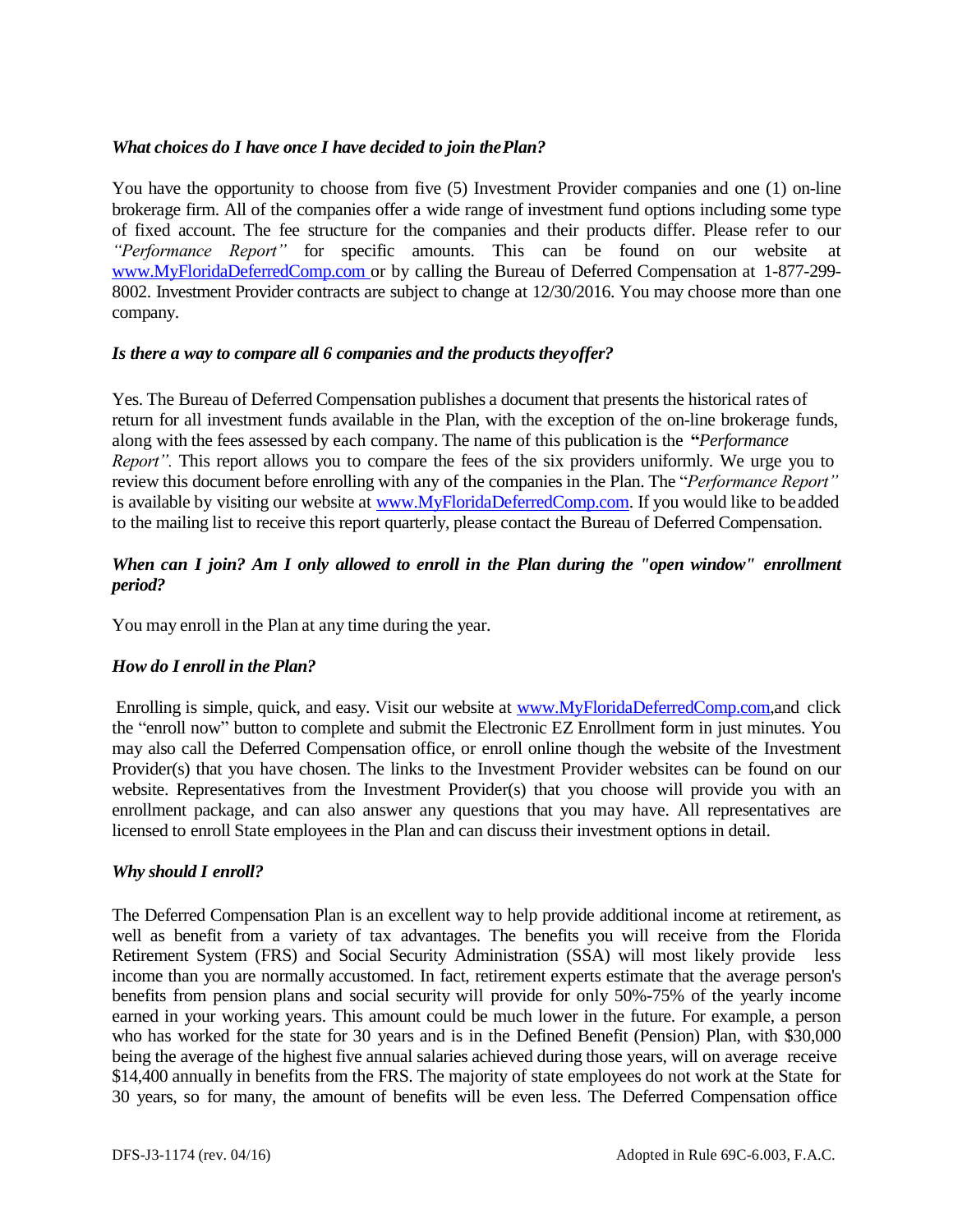***What choices do I have once I have decided to join the Plan?***

You have the opportunity to choose from five (5) Investment Provider companies and one (1) on-line brokerage firm. All of the companies offer a wide range of investment fund options including some type of fixed account. The fee structure for the companies and their products differ. Please refer to our *"Performance Report"* for specific amounts. This can be found on our website at www.MyFloridaDeferredComp.com or by calling the Bureau of Deferred Compensation at 1-877-299-8002. Investment Provider contracts are subject to change at 12/30/2016. You may choose more than one company.

***Is there a way to compare all 6 companies and the products they offer?***

Yes. The Bureau of Deferred Compensation publishes a document that presents the historical rates of return for all investment funds available in the Plan, with the exception of the on-line brokerage funds, along with the fees assessed by each company. The name of this publication is the **"***Performance Report".* This report allows you to compare the fees of the six providers uniformly. We urge you to review this document before enrolling with any of the companies in the Plan. The "*Performance Report"* is available by visiting our website at www.MyFloridaDeferredComp.com. If you would like to be added to the mailing list to receive this report quarterly, please contact the Bureau of Deferred Compensation.

***When can I join? Am I only allowed to enroll in the Plan during the "open window" enrollment period?***

You may enroll in the Plan at any time during the year.

***How do I enroll in the Plan?***

Enrolling is simple, quick, and easy. Visit our website at www.MyFloridaDeferredComp.com,and click the "enroll now" button to complete and submit the Electronic EZ Enrollment form in just minutes. You may also call the Deferred Compensation office, or enroll online though the website of the Investment Provider(s) that you have chosen. The links to the Investment Provider websites can be found on our website. Representatives from the Investment Provider(s) that you choose will provide you with an enrollment package, and can also answer any questions that you may have. All representatives are licensed to enroll State employees in the Plan and can discuss their investment options in detail.

***Why should I enroll?***

The Deferred Compensation Plan is an excellent way to help provide additional income at retirement, as well as benefit from a variety of tax advantages. The benefits you will receive from the Florida Retirement System (FRS) and Social Security Administration (SSA) will most likely provide less income than you are normally accustomed. In fact, retirement experts estimate that the average person's benefits from pension plans and social security will provide for only 50%-75% of the yearly income earned in your working years. This amount could be much lower in the future. For example, a person who has worked for the state for 30 years and is in the Defined Benefit (Pension) Plan, with $30,000 being the average of the highest five annual salaries achieved during those years, will on average receive $14,400 annually in benefits from the FRS. The majority of state employees do not work at the State for 30 years, so for many, the amount of benefits will be even less. The Deferred Compensation office

DFS-J3-1174 (rev. 04/16) Adopted in Rule 69C-6.003, F.A.C.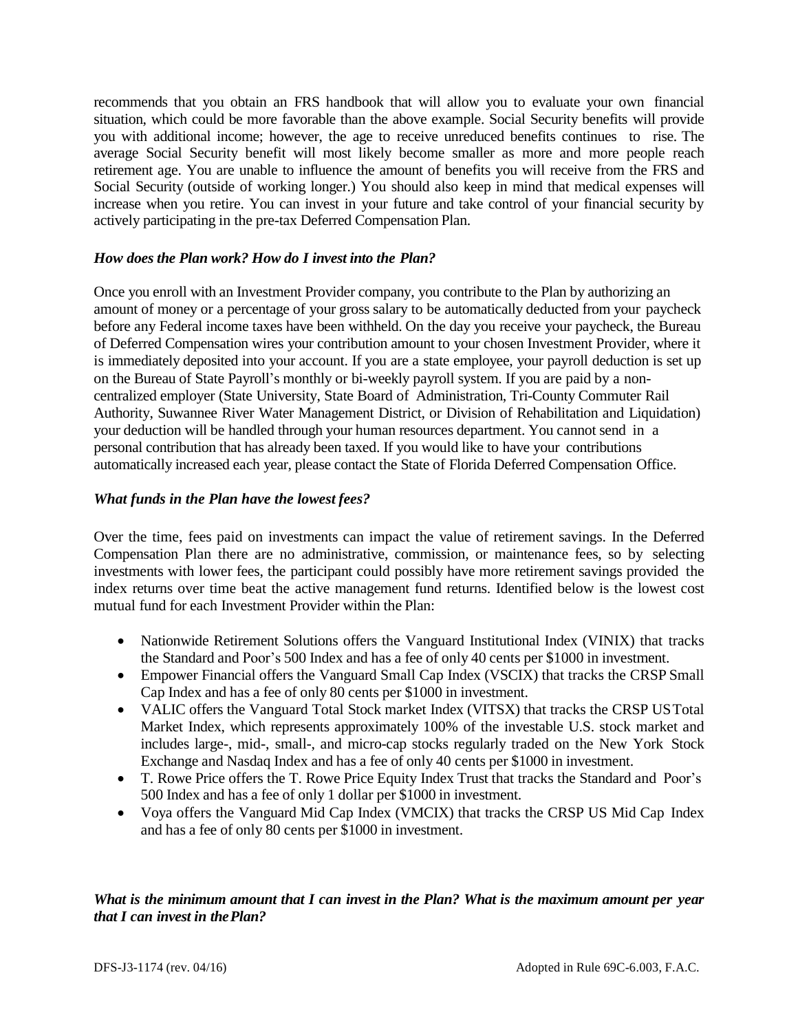recommends that you obtain an FRS handbook that will allow you to evaluate your own financial situation, which could be more favorable than the above example. Social Security benefits will provide you with additional income; however, the age to receive unreduced benefits continues to rise. The average Social Security benefit will most likely become smaller as more and more people reach retirement age. You are unable to influence the amount of benefits you will receive from the FRS and Social Security (outside of working longer.) You should also keep in mind that medical expenses will increase when you retire. You can invest in your future and take control of your financial security by actively participating in the pre-tax Deferred Compensation Plan.

***How does the Plan work? How do I invest into the Plan?***

Once you enroll with an Investment Provider company, you contribute to the Plan by authorizing an amount of money or a percentage of your gross salary to be automatically deducted from your paycheck before any Federal income taxes have been withheld. On the day you receive your paycheck, the Bureau of Deferred Compensation wires your contribution amount to your chosen Investment Provider, where it is immediately deposited into your account. If you are a state employee, your payroll deduction is set up on the Bureau of State Payroll's monthly or bi-weekly payroll system. If you are paid by a non-centralized employer (State University, State Board of Administration, Tri-County Commuter Rail Authority, Suwannee River Water Management District, or Division of Rehabilitation and Liquidation) your deduction will be handled through your human resources department. You cannot send in a personal contribution that has already been taxed. If you would like to have your contributions automatically increased each year, please contact the State of Florida Deferred Compensation Office.

***What funds in the Plan have the lowest fees?***

Over the time, fees paid on investments can impact the value of retirement savings. In the Deferred Compensation Plan there are no administrative, commission, or maintenance fees, so by selecting investments with lower fees, the participant could possibly have more retirement savings provided the index returns over time beat the active management fund returns. Identified below is the lowest cost mutual fund for each Investment Provider within the Plan:

- Nationwide Retirement Solutions offers the Vanguard Institutional Index (VINIX) that tracks the Standard and Poor's 500 Index and has a fee of only 40 cents per $1000 in investment.
- Empower Financial offers the Vanguard Small Cap Index (VSCIX) that tracks the CRSP Small Cap Index and has a fee of only 80 cents per $1000 in investment.
- VALIC offers the Vanguard Total Stock market Index (VITSX) that tracks the CRSP US Total Market Index, which represents approximately 100% of the investable U.S. stock market and includes large-, mid-, small-, and micro-cap stocks regularly traded on the New York Stock Exchange and Nasdaq Index and has a fee of only 40 cents per $1000 in investment.
- T. Rowe Price offers the T. Rowe Price Equity Index Trust that tracks the Standard and Poor's 500 Index and has a fee of only 1 dollar per $1000 in investment.
- Voya offers the Vanguard Mid Cap Index (VMCIX) that tracks the CRSP US Mid Cap Index and has a fee of only 80 cents per $1000 in investment.

***What is the minimum amount that I can invest in the Plan? What is the maximum amount per year that I can invest in the Plan?***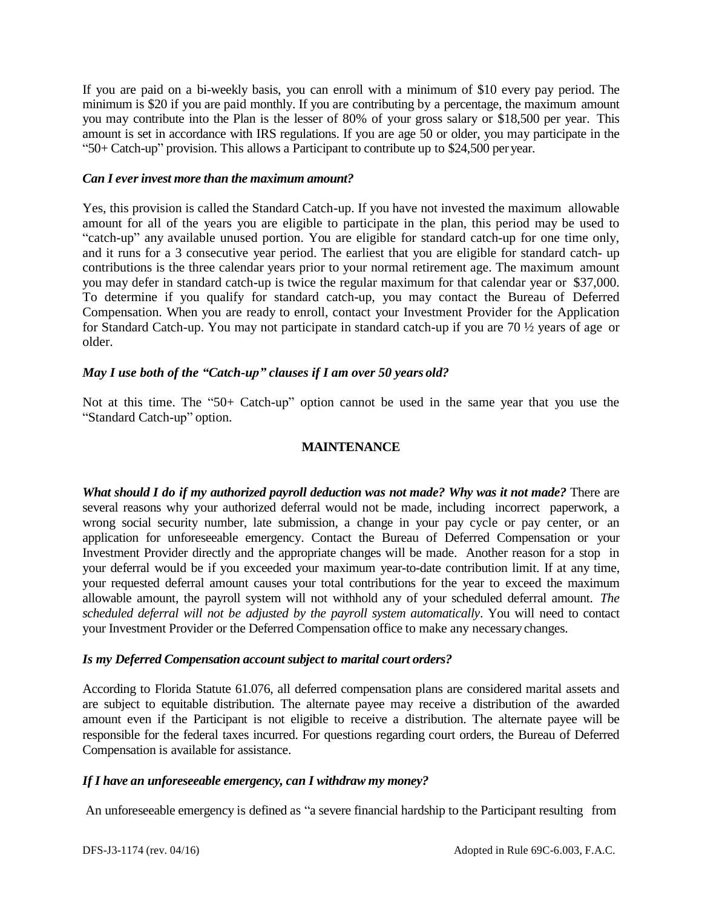If you are paid on a bi-weekly basis, you can enroll with a minimum of $10 every pay period. The minimum is $20 if you are paid monthly. If you are contributing by a percentage, the maximum amount you may contribute into the Plan is the lesser of 80% of your gross salary or $18,500 per year. This amount is set in accordance with IRS regulations. If you are age 50 or older, you may participate in the "50+ Catch-up" provision. This allows a Participant to contribute up to $24,500 per year.

***Can I ever invest more than the maximum amount?***

Yes, this provision is called the Standard Catch-up. If you have not invested the maximum allowable amount for all of the years you are eligible to participate in the plan, this period may be used to "catch-up" any available unused portion. You are eligible for standard catch-up for one time only, and it runs for a 3 consecutive year period. The earliest that you are eligible for standard catch- up contributions is the three calendar years prior to your normal retirement age. The maximum amount you may defer in standard catch-up is twice the regular maximum for that calendar year or $37,000. To determine if you qualify for standard catch-up, you may contact the Bureau of Deferred Compensation. When you are ready to enroll, contact your Investment Provider for the Application for Standard Catch-up. You may not participate in standard catch-up if you are 70 ½ years of age or older.

***May I use both of the "Catch-up" clauses if I am over 50 years old?***

Not at this time. The "50+ Catch-up" option cannot be used in the same year that you use the "Standard Catch-up" option.

## MAINTENANCE

***What should I do if my authorized payroll deduction was not made? Why was it not made?*** There are several reasons why your authorized deferral would not be made, including incorrect paperwork, a wrong social security number, late submission, a change in your pay cycle or pay center, or an application for unforeseeable emergency. Contact the Bureau of Deferred Compensation or your Investment Provider directly and the appropriate changes will be made. Another reason for a stop in your deferral would be if you exceeded your maximum year-to-date contribution limit. If at any time, your requested deferral amount causes your total contributions for the year to exceed the maximum allowable amount, the payroll system will not withhold any of your scheduled deferral amount. *The scheduled deferral will not be adjusted by the payroll system automatically*. You will need to contact your Investment Provider or the Deferred Compensation office to make any necessary changes.

***Is my Deferred Compensation account subject to marital court orders?***

According to Florida Statute 61.076, all deferred compensation plans are considered marital assets and are subject to equitable distribution. The alternate payee may receive a distribution of the awarded amount even if the Participant is not eligible to receive a distribution. The alternate payee will be responsible for the federal taxes incurred. For questions regarding court orders, the Bureau of Deferred Compensation is available for assistance.

***If I have an unforeseeable emergency, can I withdraw my money?***

An unforeseeable emergency is defined as "a severe financial hardship to the Participant resulting from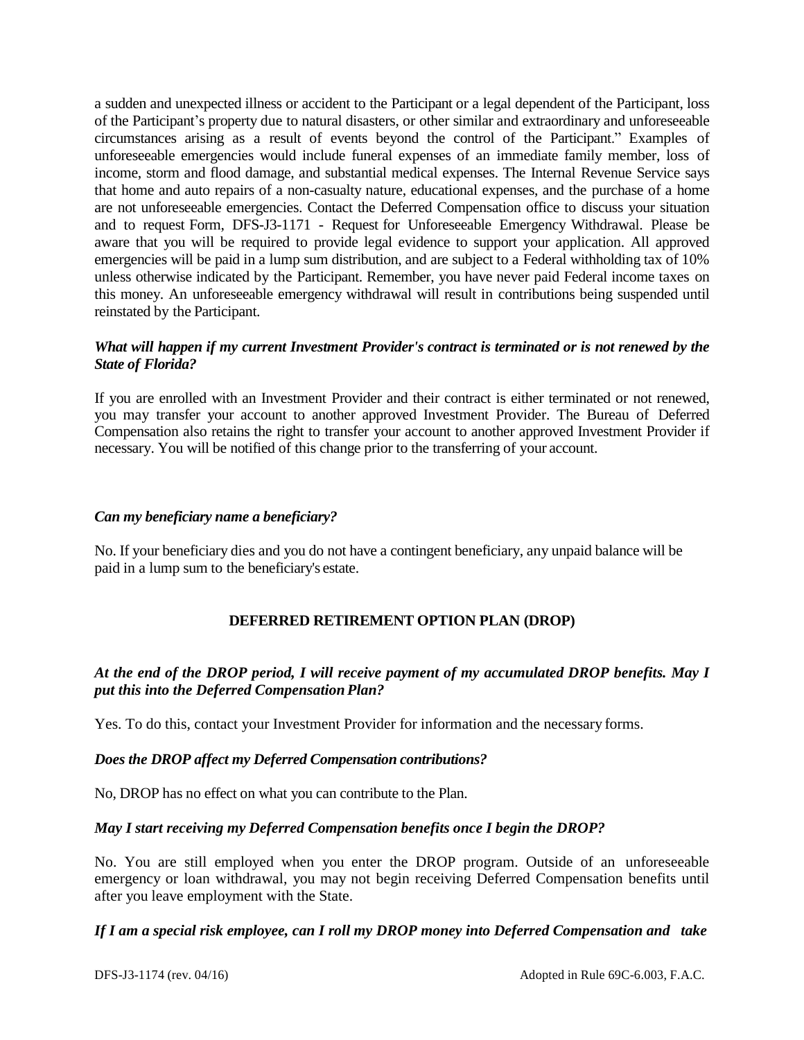a sudden and unexpected illness or accident to the Participant or a legal dependent of the Participant, loss of the Participant's property due to natural disasters, or other similar and extraordinary and unforeseeable circumstances arising as a result of events beyond the control of the Participant." Examples of unforeseeable emergencies would include funeral expenses of an immediate family member, loss of income, storm and flood damage, and substantial medical expenses. The Internal Revenue Service says that home and auto repairs of a non-casualty nature, educational expenses, and the purchase of a home are not unforeseeable emergencies. Contact the Deferred Compensation office to discuss your situation and to request Form, DFS-J3-1171 - Request for Unforeseeable Emergency Withdrawal. Please be aware that you will be required to provide legal evidence to support your application. All approved emergencies will be paid in a lump sum distribution, and are subject to a Federal withholding tax of 10% unless otherwise indicated by the Participant. Remember, you have never paid Federal income taxes on this money. An unforeseeable emergency withdrawal will result in contributions being suspended until reinstated by the Participant.

***What will happen if my current Investment Provider's contract is terminated or is not renewed by the State of Florida?***

If you are enrolled with an Investment Provider and their contract is either terminated or not renewed, you may transfer your account to another approved Investment Provider. The Bureau of Deferred Compensation also retains the right to transfer your account to another approved Investment Provider if necessary. You will be notified of this change prior to the transferring of your account.

***Can my beneficiary name a beneficiary?***

No. If your beneficiary dies and you do not have a contingent beneficiary, any unpaid balance will be paid in a lump sum to the beneficiary's estate.

## DEFERRED RETIREMENT OPTION PLAN (DROP)

***At the end of the DROP period, I will receive payment of my accumulated DROP benefits. May I put this into the Deferred Compensation Plan?***

Yes. To do this, contact your Investment Provider for information and the necessary forms.

***Does the DROP affect my Deferred Compensation contributions?***

No, DROP has no effect on what you can contribute to the Plan.

***May I start receiving my Deferred Compensation benefits once I begin the DROP?***

No. You are still employed when you enter the DROP program. Outside of an unforeseeable emergency or loan withdrawal, you may not begin receiving Deferred Compensation benefits until after you leave employment with the State.

***If I am a special risk employee, can I roll my DROP money into Deferred Compensation and take***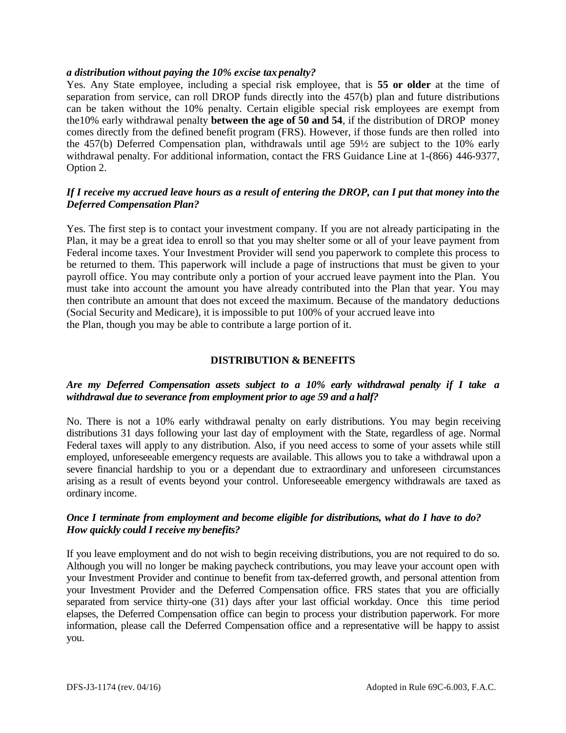***a distribution without paying the 10% excise tax penalty?***

Yes. Any State employee, including a special risk employee, that is **55 or older** at the time of separation from service, can roll DROP funds directly into the 457(b) plan and future distributions can be taken without the 10% penalty. Certain eligible special risk employees are exempt from the10% early withdrawal penalty **between the age of 50 and 54**, if the distribution of DROP money comes directly from the defined benefit program (FRS). However, if those funds are then rolled into the 457(b) Deferred Compensation plan, withdrawals until age 59½ are subject to the 10% early withdrawal penalty. For additional information, contact the FRS Guidance Line at 1-(866) 446-9377, Option 2.

***If I receive my accrued leave hours as a result of entering the DROP, can I put that money into the Deferred Compensation Plan?***

Yes. The first step is to contact your investment company. If you are not already participating in the Plan, it may be a great idea to enroll so that you may shelter some or all of your leave payment from Federal income taxes. Your Investment Provider will send you paperwork to complete this process to be returned to them. This paperwork will include a page of instructions that must be given to your payroll office. You may contribute only a portion of your accrued leave payment into the Plan. You must take into account the amount you have already contributed into the Plan that year. You may then contribute an amount that does not exceed the maximum. Because of the mandatory deductions (Social Security and Medicare), it is impossible to put 100% of your accrued leave into the Plan, though you may be able to contribute a large portion of it.

## DISTRIBUTION & BENEFITS

***Are my Deferred Compensation assets subject to a 10% early withdrawal penalty if I take a withdrawal due to severance from employment prior to age 59 and a half?***

No. There is not a 10% early withdrawal penalty on early distributions. You may begin receiving distributions 31 days following your last day of employment with the State, regardless of age. Normal Federal taxes will apply to any distribution. Also, if you need access to some of your assets while still employed, unforeseeable emergency requests are available. This allows you to take a withdrawal upon a severe financial hardship to you or a dependant due to extraordinary and unforeseen circumstances arising as a result of events beyond your control. Unforeseeable emergency withdrawals are taxed as ordinary income.

***Once I terminate from employment and become eligible for distributions, what do I have to do? How quickly could I receive my benefits?***

If you leave employment and do not wish to begin receiving distributions, you are not required to do so. Although you will no longer be making paycheck contributions, you may leave your account open with your Investment Provider and continue to benefit from tax-deferred growth, and personal attention from your Investment Provider and the Deferred Compensation office. FRS states that you are officially separated from service thirty-one (31) days after your last official workday. Once this time period elapses, the Deferred Compensation office can begin to process your distribution paperwork. For more information, please call the Deferred Compensation office and a representative will be happy to assist you.

DFS-J3-1174 (rev. 04/16) Adopted in Rule 69C-6.003, F.A.C.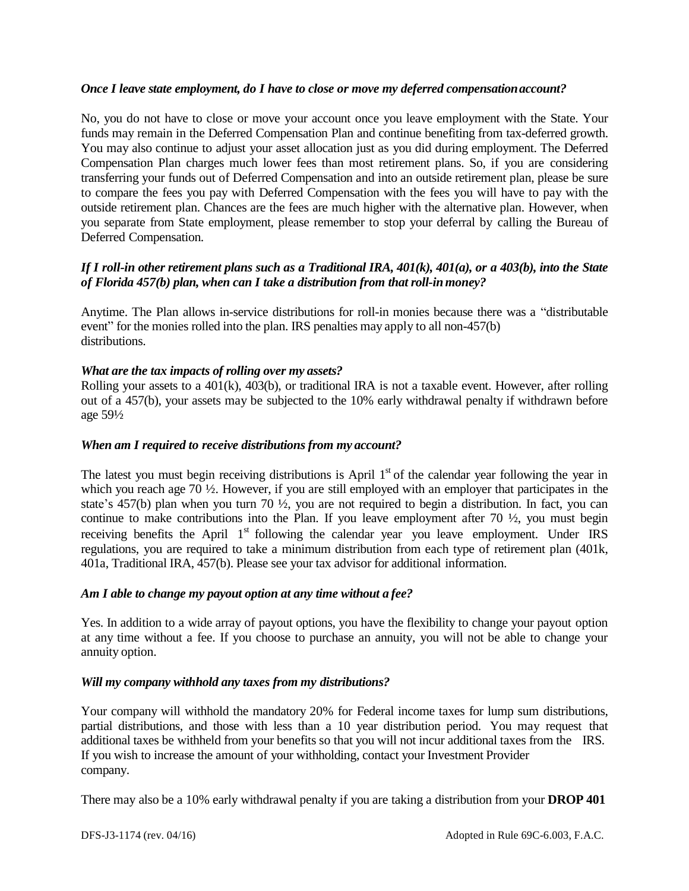*Once I leave state employment, do I have to close or move my deferred compensation account?*

No, you do not have to close or move your account once you leave employment with the State. Your funds may remain in the Deferred Compensation Plan and continue benefiting from tax-deferred growth. You may also continue to adjust your asset allocation just as you did during employment. The Deferred Compensation Plan charges much lower fees than most retirement plans. So, if you are considering transferring your funds out of Deferred Compensation and into an outside retirement plan, please be sure to compare the fees you pay with Deferred Compensation with the fees you will have to pay with the outside retirement plan. Chances are the fees are much higher with the alternative plan. However, when you separate from State employment, please remember to stop your deferral by calling the Bureau of Deferred Compensation.

*If I roll-in other retirement plans such as a Traditional IRA, 401(k), 401(a), or a 403(b), into the State of Florida 457(b) plan, when can I take a distribution from that roll-in money?*

Anytime. The Plan allows in-service distributions for roll-in monies because there was a "distributable event" for the monies rolled into the plan. IRS penalties may apply to all non-457(b) distributions.

*What are the tax impacts of rolling over my assets?*

Rolling your assets to a 401(k), 403(b), or traditional IRA is not a taxable event. However, after rolling out of a 457(b), your assets may be subjected to the 10% early withdrawal penalty if withdrawn before age 59½

*When am I required to receive distributions from my account?*

The latest you must begin receiving distributions is April 1st of the calendar year following the year in which you reach age 70 ½. However, if you are still employed with an employer that participates in the state's 457(b) plan when you turn 70 ½, you are not required to begin a distribution. In fact, you can continue to make contributions into the Plan. If you leave employment after 70 ½, you must begin receiving benefits the April 1st following the calendar year you leave employment. Under IRS regulations, you are required to take a minimum distribution from each type of retirement plan (401k, 401a, Traditional IRA, 457(b). Please see your tax advisor for additional information.

*Am I able to change my payout option at any time without a fee?*

Yes. In addition to a wide array of payout options, you have the flexibility to change your payout option at any time without a fee. If you choose to purchase an annuity, you will not be able to change your annuity option.

*Will my company withhold any taxes from my distributions?*

Your company will withhold the mandatory 20% for Federal income taxes for lump sum distributions, partial distributions, and those with less than a 10 year distribution period. You may request that additional taxes be withheld from your benefits so that you will not incur additional taxes from the IRS. If you wish to increase the amount of your withholding, contact your Investment Provider company.

There may also be a 10% early withdrawal penalty if you are taking a distribution from your **DROP 401**

DFS-J3-1174 (rev. 04/16) Adopted in Rule 69C-6.003, F.A.C.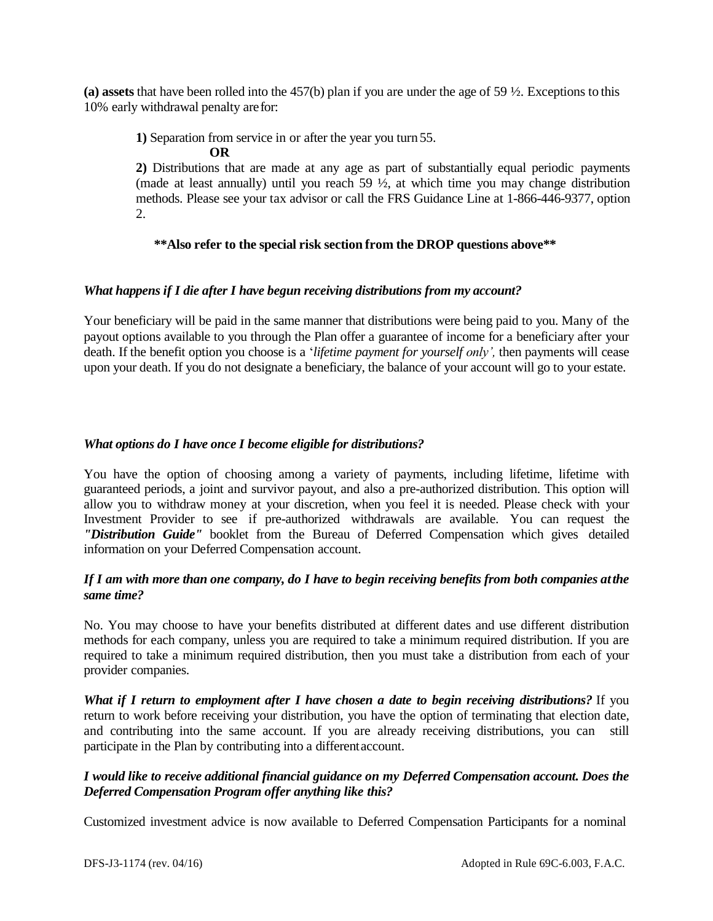**(a) assets** that have been rolled into the 457(b) plan if you are under the age of 59 ½. Exceptions to this 10% early withdrawal penalty are for:

> **1)** Separation from service in or after the year you turn 55.
>
> **OR**
>
> **2)** Distributions that are made at any age as part of substantially equal periodic payments (made at least annually) until you reach 59 ½, at which time you may change distribution methods. Please see your tax advisor or call the FRS Guidance Line at 1-866-446-9377, option 2.

**\*\*Also refer to the special risk section from the DROP questions above\*\***

***What happens if I die after I have begun receiving distributions from my account?***

Your beneficiary will be paid in the same manner that distributions were being paid to you. Many of the payout options available to you through the Plan offer a guarantee of income for a beneficiary after your death. If the benefit option you choose is a '*lifetime payment for yourself only',* then payments will cease upon your death. If you do not designate a beneficiary, the balance of your account will go to your estate.

***What options do I have once I become eligible for distributions?***

You have the option of choosing among a variety of payments, including lifetime, lifetime with guaranteed periods, a joint and survivor payout, and also a pre-authorized distribution. This option will allow you to withdraw money at your discretion, when you feel it is needed. Please check with your Investment Provider to see if pre-authorized withdrawals are available. You can request the ***"Distribution Guide"*** booklet from the Bureau of Deferred Compensation which gives detailed information on your Deferred Compensation account.

***If I am with more than one company, do I have to begin receiving benefits from both companies at the same time?***

No. You may choose to have your benefits distributed at different dates and use different distribution methods for each company, unless you are required to take a minimum required distribution. If you are required to take a minimum required distribution, then you must take a distribution from each of your provider companies.

***What if I return to employment after I have chosen a date to begin receiving distributions?*** If you return to work before receiving your distribution, you have the option of terminating that election date, and contributing into the same account. If you are already receiving distributions, you can still participate in the Plan by contributing into a different account.

***I would like to receive additional financial guidance on my Deferred Compensation account. Does the Deferred Compensation Program offer anything like this?***

Customized investment advice is now available to Deferred Compensation Participants for a nominal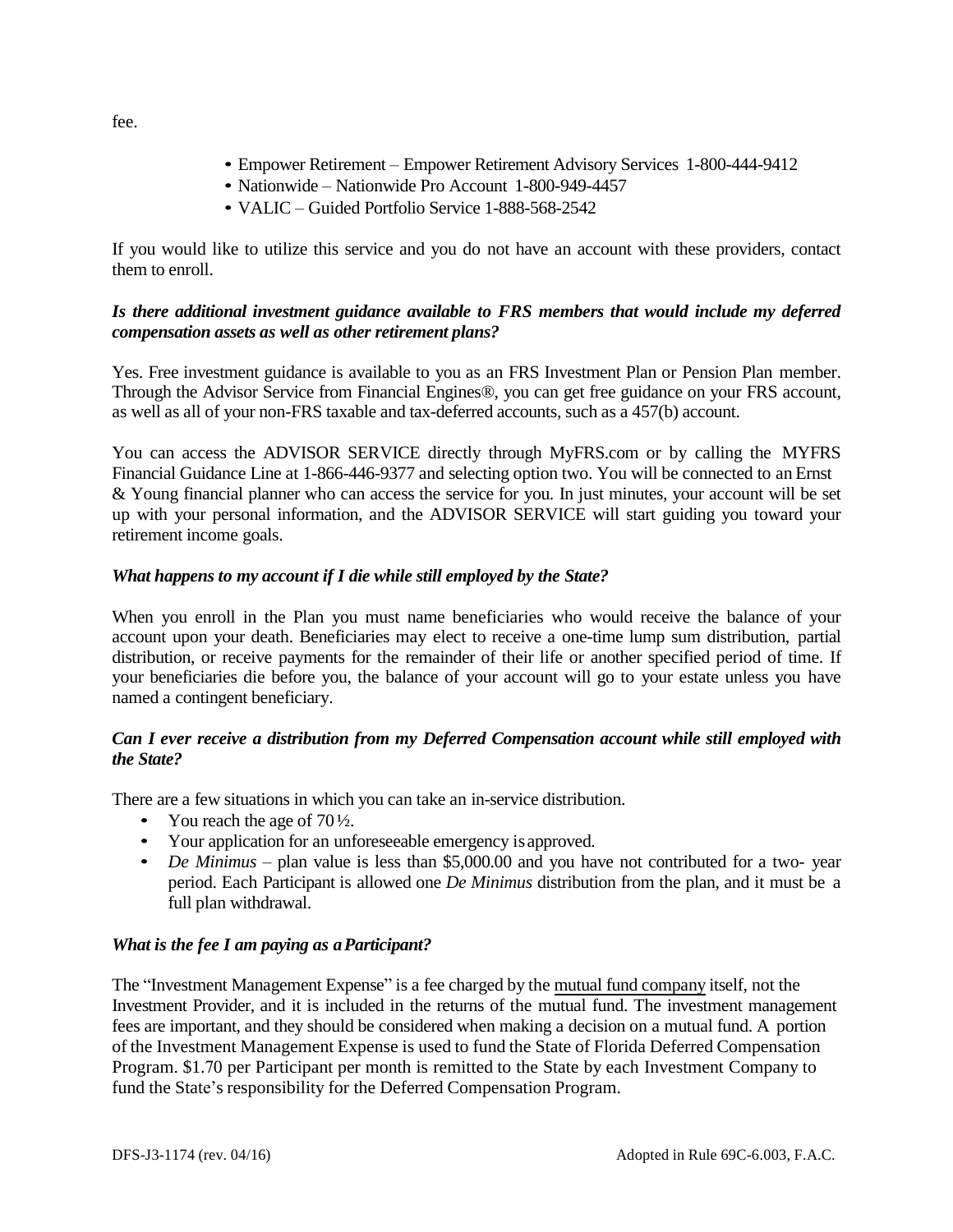fee.

- Empower Retirement – Empower Retirement Advisory Services 1-800-444-9412
- Nationwide – Nationwide Pro Account 1-800-949-4457
- VALIC – Guided Portfolio Service 1-888-568-2542

If you would like to utilize this service and you do not have an account with these providers, contact them to enroll.

***Is there additional investment guidance available to FRS members that would include my deferred compensation assets as well as other retirement plans?***

Yes. Free investment guidance is available to you as an FRS Investment Plan or Pension Plan member. Through the Advisor Service from Financial Engines®, you can get free guidance on your FRS account, as well as all of your non-FRS taxable and tax-deferred accounts, such as a 457(b) account.

You can access the ADVISOR SERVICE directly through MyFRS.com or by calling the MYFRS Financial Guidance Line at 1-866-446-9377 and selecting option two. You will be connected to an Ernst & Young financial planner who can access the service for you. In just minutes, your account will be set up with your personal information, and the ADVISOR SERVICE will start guiding you toward your retirement income goals.

***What happens to my account if I die while still employed by the State?***

When you enroll in the Plan you must name beneficiaries who would receive the balance of your account upon your death. Beneficiaries may elect to receive a one-time lump sum distribution, partial distribution, or receive payments for the remainder of their life or another specified period of time. If your beneficiaries die before you, the balance of your account will go to your estate unless you have named a contingent beneficiary.

***Can I ever receive a distribution from my Deferred Compensation account while still employed with the State?***

There are a few situations in which you can take an in-service distribution.

- You reach the age of 70½.
- Your application for an unforeseeable emergency is approved.
- *De Minimus* – plan value is less than $5,000.00 and you have not contributed for a two- year period. Each Participant is allowed one *De Minimus* distribution from the plan, and it must be a full plan withdrawal.

***What is the fee I am paying as a Participant?***

The "Investment Management Expense" is a fee charged by the mutual fund company itself, not the Investment Provider, and it is included in the returns of the mutual fund. The investment management fees are important, and they should be considered when making a decision on a mutual fund. A portion of the Investment Management Expense is used to fund the State of Florida Deferred Compensation Program. $1.70 per Participant per month is remitted to the State by each Investment Company to fund the State's responsibility for the Deferred Compensation Program.

DFS-J3-1174 (rev. 04/16) Adopted in Rule 69C-6.003, F.A.C.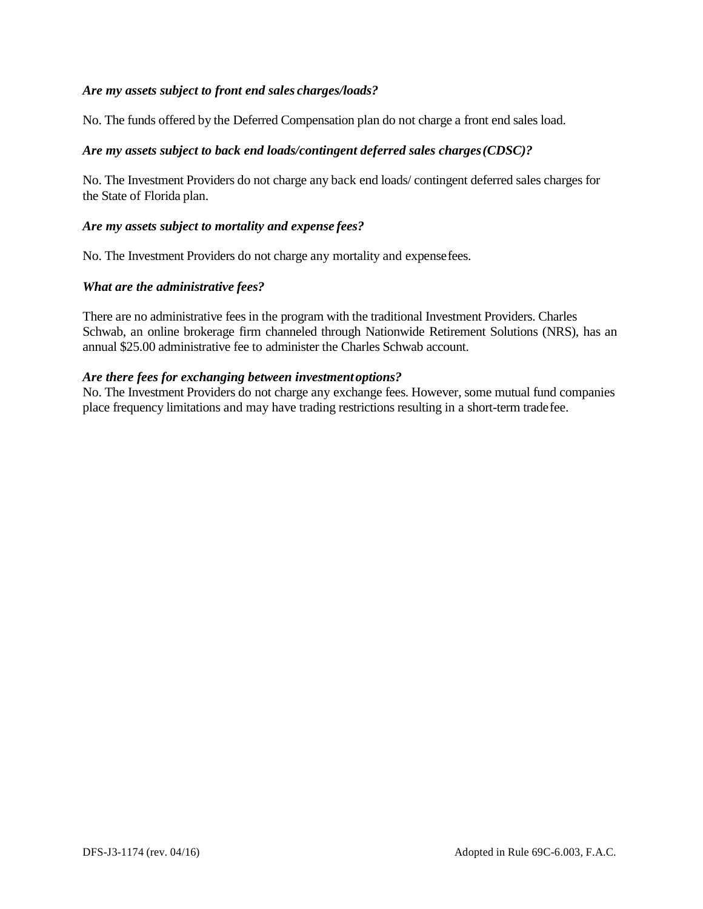***Are my assets subject to front end sales charges/loads?***

No. The funds offered by the Deferred Compensation plan do not charge a front end sales load.

***Are my assets subject to back end loads/contingent deferred sales charges (CDSC)?***

No. The Investment Providers do not charge any back end loads/ contingent deferred sales charges for the State of Florida plan.

***Are my assets subject to mortality and expense fees?***

No. The Investment Providers do not charge any mortality and expense fees.

***What are the administrative fees?***

There are no administrative fees in the program with the traditional Investment Providers. Charles Schwab, an online brokerage firm channeled through Nationwide Retirement Solutions (NRS), has an annual $25.00 administrative fee to administer the Charles Schwab account.

***Are there fees for exchanging between investment options?***

No. The Investment Providers do not charge any exchange fees. However, some mutual fund companies place frequency limitations and may have trading restrictions resulting in a short-term trade fee.

DFS-J3-1174 (rev. 04/16) Adopted in Rule 69C-6.003, F.A.C.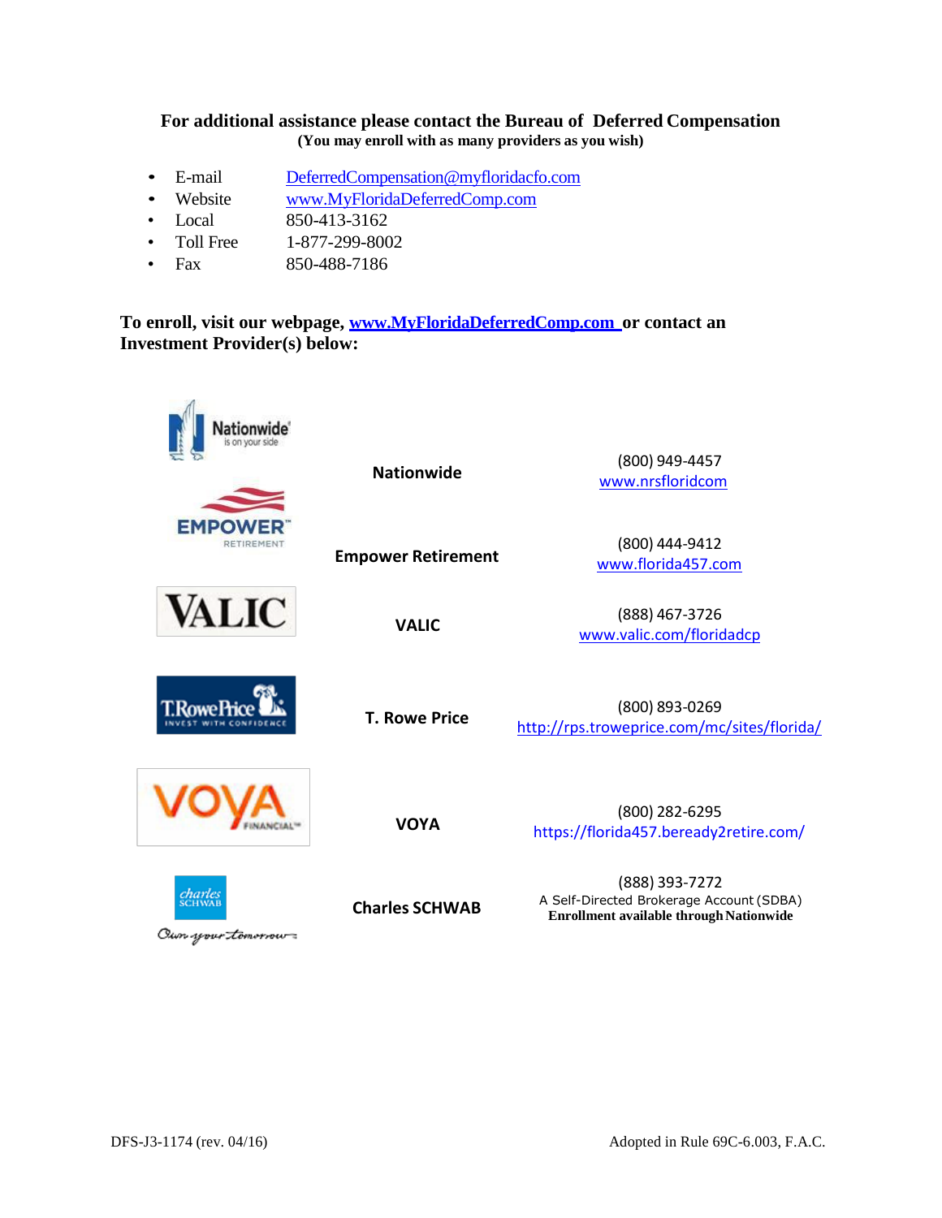**For additional assistance please contact the Bureau of Deferred Compensation**

**(You may enroll with as many providers as you wish)**

- E-mail DeferredCompensation@myfloridacfo.com
- Website www.MyFloridaDeferredComp.com
- Local 850-413-3162
- Toll Free 1-877-299-8002
- Fax 850-488-7186

**To enroll, visit our webpage, www.MyFloridaDeferredComp.com or contact an Investment Provider(s) below:**

| | | |
|---|---|---|
| Nationwide is on your side | **Nationwide** | (800) 949-4457<br>www.nrsfloridcom |
| EMPOWER RETIREMENT | **Empower Retirement** | (800) 444-9412<br>www.florida457.com |
| VALIC | **VALIC** | (888) 467-3726<br>www.valic.com/floridadcp |
| T.RowePrice INVEST WITH CONFIDENCE | **T. Rowe Price** | (800) 893-0269<br>http://rps.troweprice.com/mc/sites/florida/ |
| VOYA FINANCIAL | **VOYA** | (800) 282-6295<br>https://florida457.beready2retire.com/ |
| charles SCHWAB<br>Own your tomorrow | **Charles SCHWAB** | (888) 393-7272<br>A Self-Directed Brokerage Account (SDBA)<br>**Enrollment available through Nationwide** |

DFS-J3-1174 (rev. 04/16) Adopted in Rule 69C-6.003, F.A.C.